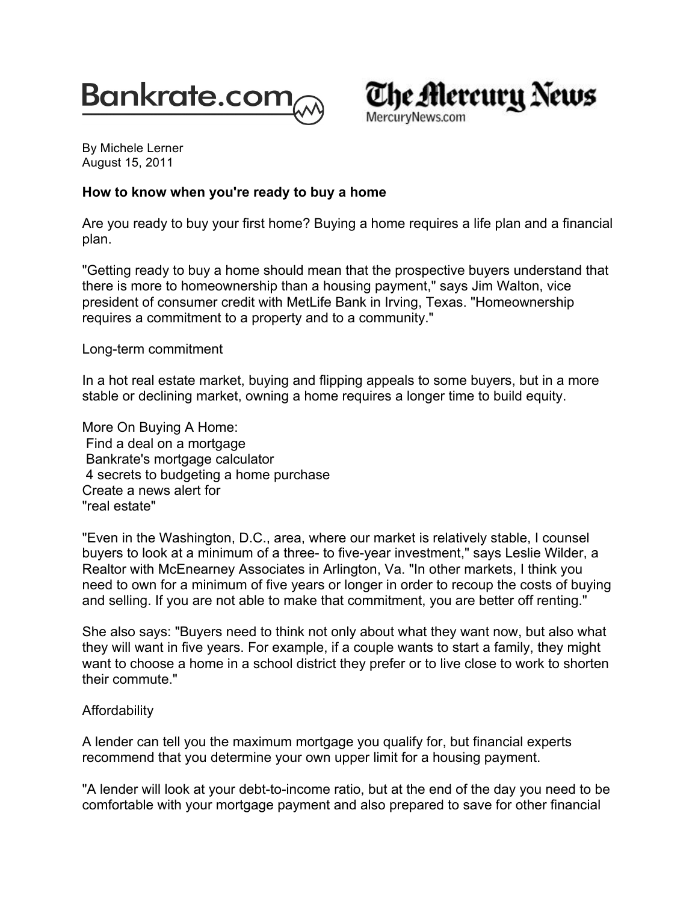Bankrate.com

The Mercury News
MercuryNews.com

By Michele Lerner
August 15, 2011

**How to know when you're ready to buy a home**

Are you ready to buy your first home? Buying a home requires a life plan and a financial plan.

"Getting ready to buy a home should mean that the prospective buyers understand that there is more to homeownership than a housing payment," says Jim Walton, vice president of consumer credit with MetLife Bank in Irving, Texas. "Homeownership requires a commitment to a property and to a community."

Long-term commitment

In a hot real estate market, buying and flipping appeals to some buyers, but in a more stable or declining market, owning a home requires a longer time to build equity.

More On Buying A Home:
Find a deal on a mortgage
Bankrate's mortgage calculator
4 secrets to budgeting a home purchase
Create a news alert for
"real estate"

"Even in the Washington, D.C., area, where our market is relatively stable, I counsel buyers to look at a minimum of a three- to five-year investment," says Leslie Wilder, a Realtor with McEnearney Associates in Arlington, Va. "In other markets, I think you need to own for a minimum of five years or longer in order to recoup the costs of buying and selling. If you are not able to make that commitment, you are better off renting."

She also says: "Buyers need to think not only about what they want now, but also what they will want in five years. For example, if a couple wants to start a family, they might want to choose a home in a school district they prefer or to live close to work to shorten their commute."

Affordability

A lender can tell you the maximum mortgage you qualify for, but financial experts recommend that you determine your own upper limit for a housing payment.

"A lender will look at your debt-to-income ratio, but at the end of the day you need to be comfortable with your mortgage payment and also prepared to save for other financial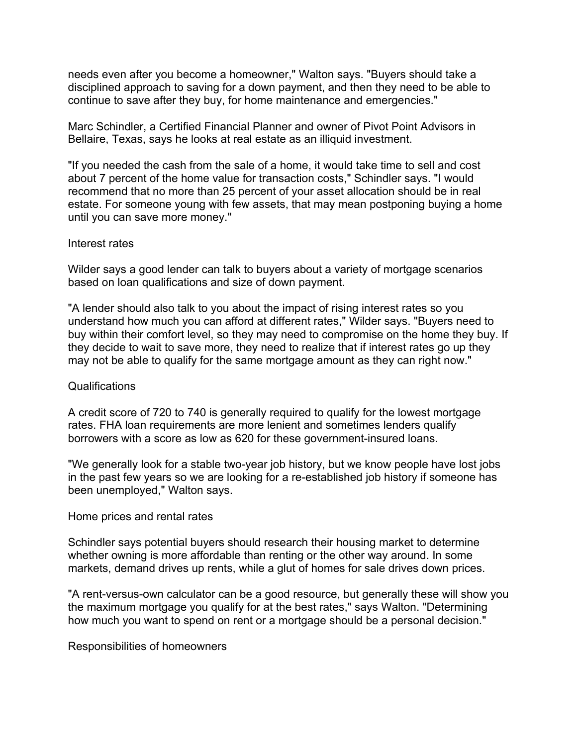needs even after you become a homeowner," Walton says. "Buyers should take a disciplined approach to saving for a down payment, and then they need to be able to continue to save after they buy, for home maintenance and emergencies."

Marc Schindler, a Certified Financial Planner and owner of Pivot Point Advisors in Bellaire, Texas, says he looks at real estate as an illiquid investment.

"If you needed the cash from the sale of a home, it would take time to sell and cost about 7 percent of the home value for transaction costs," Schindler says. "I would recommend that no more than 25 percent of your asset allocation should be in real estate. For someone young with few assets, that may mean postponing buying a home until you can save more money."

## Interest rates

Wilder says a good lender can talk to buyers about a variety of mortgage scenarios based on loan qualifications and size of down payment.

"A lender should also talk to you about the impact of rising interest rates so you understand how much you can afford at different rates," Wilder says. "Buyers need to buy within their comfort level, so they may need to compromise on the home they buy. If they decide to wait to save more, they need to realize that if interest rates go up they may not be able to qualify for the same mortgage amount as they can right now."

## Qualifications

A credit score of 720 to 740 is generally required to qualify for the lowest mortgage rates. FHA loan requirements are more lenient and sometimes lenders qualify borrowers with a score as low as 620 for these government-insured loans.

"We generally look for a stable two-year job history, but we know people have lost jobs in the past few years so we are looking for a re-established job history if someone has been unemployed," Walton says.

## Home prices and rental rates

Schindler says potential buyers should research their housing market to determine whether owning is more affordable than renting or the other way around. In some markets, demand drives up rents, while a glut of homes for sale drives down prices.

"A rent-versus-own calculator can be a good resource, but generally these will show you the maximum mortgage you qualify for at the best rates," says Walton. "Determining how much you want to spend on rent or a mortgage should be a personal decision."

## Responsibilities of homeowners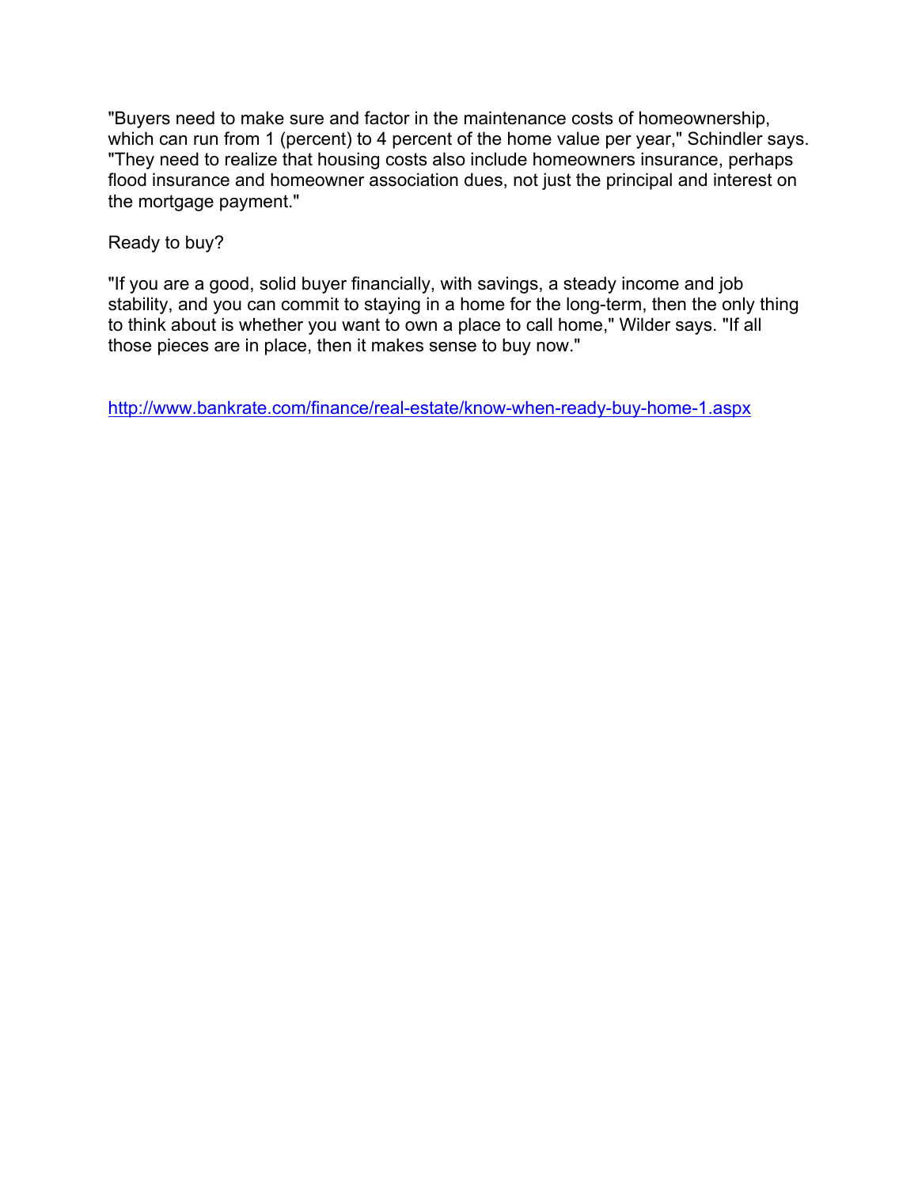"Buyers need to make sure and factor in the maintenance costs of homeownership, which can run from 1 (percent) to 4 percent of the home value per year," Schindler says. "They need to realize that housing costs also include homeowners insurance, perhaps flood insurance and homeowner association dues, not just the principal and interest on the mortgage payment."

Ready to buy?

"If you are a good, solid buyer financially, with savings, a steady income and job stability, and you can commit to staying in a home for the long-term, then the only thing to think about is whether you want to own a place to call home," Wilder says. "If all those pieces are in place, then it makes sense to buy now."

http://www.bankrate.com/finance/real-estate/know-when-ready-buy-home-1.aspx